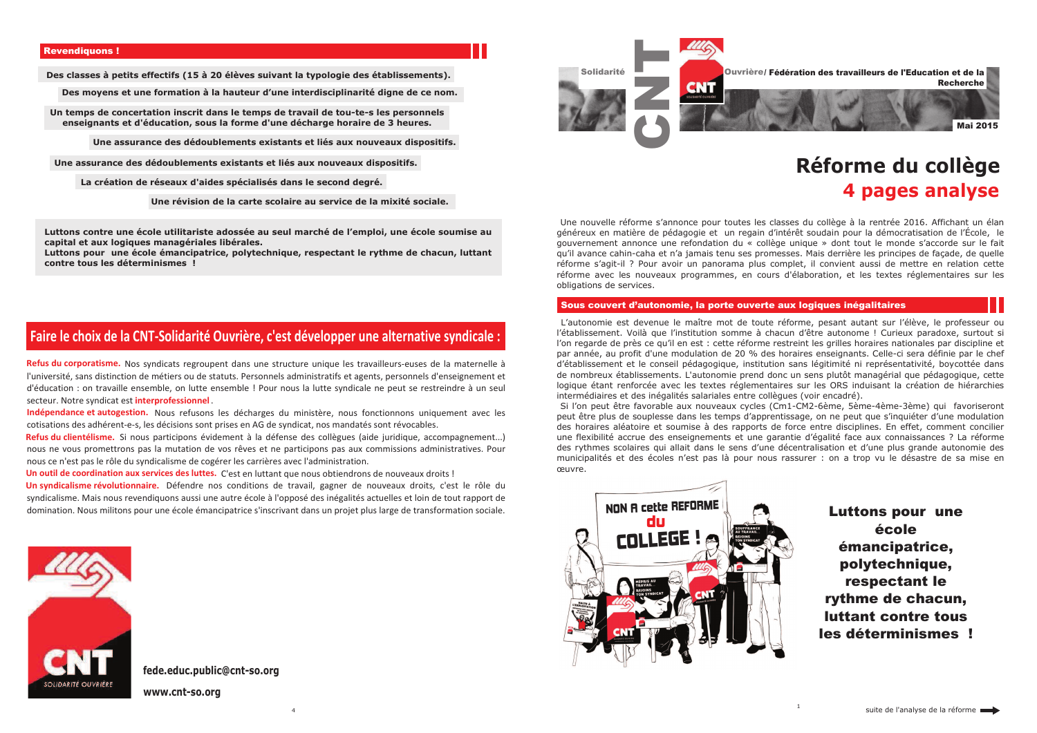## Revendiquons !

Des classes à petits effectifs (15 à 20 élèves suivant la typologie des établissements).

Des moyens et une formation à la hauteur d'une interdisciplinarité digne de ce nom.

Un temps de concertation inscrit dans le temps de travail de tou-te-s les personnels enseignants et d'éducation, sous la forme d'une décharge horaire de 3 heures.

Une assurance des dédoublements existants et liés aux nouveaux dispositifs.

Une assurance des dédoublements existants et liés aux nouveaux dispositifs.

La création de réseaux d'aides spécialisés dans le second degré.

Une révision de la carte scolaire au service de la mixité sociale.

**Luttons contre une école utilitariste adossée au seul marché de l'emploi, une école soumise au capital et aux logiques managériales libérales.**
**Luttons pour une école émancipatrice, polytechnique, respectant le rythme de chacun, luttant contre tous les déterminismes !**

## Faire le choix de la CNT-Solidarité Ouvrière, c'est développer une alternative syndicale :

**Refus du corporatisme.** Nos syndicats regroupent dans une structure unique les travailleurs-euses de la maternelle à l'université, sans distinction de métiers ou de statuts. Personnels administratifs et agents, personnels d'enseignement et d'éducation : on travaille ensemble, on lutte ensemble ! Pour nous la lutte syndicale ne peut se restreindre à un seul secteur. Notre syndicat est **interprofessionnel**.

**Indépendance et autogestion.** Nous refusons les décharges du ministère, nous fonctionnons uniquement avec les cotisations des adhérent-e-s, les décisions sont prises en AG de syndicat, nos mandatés sont révocables.

**Refus du clientélisme.** Si nous participons évidement à la défense des collègues (aide juridique, accompagnement...) nous ne vous promettrons pas la mutation de vos rêves et ne participons pas aux commissions administratives. Pour nous ce n'est pas le rôle du syndicalisme de cogérer les carrières avec l'administration.

**Un outil de coordination aux services des luttes.** C'est en luttant que nous obtiendrons de nouveaux droits !

**Un syndicalisme révolutionnaire.** Défendre nos conditions de travail, gagner de nouveaux droits, c'est le rôle du syndicalisme. Mais nous revendiquons aussi une autre école à l'opposé des inégalités actuelles et loin de tout rapport de domination. Nous militons pour une école émancipatrice s'inscrivant dans un projet plus large de transformation sociale.

fede.educ.public@cnt-so.org

www.cnt-so.org

---

Solidarité CNT Ouvrière/ Fédération des travailleurs de l'Education et de la Recherche

Mai 2015

# Réforme du collège
## 4 pages analyse

Une nouvelle réforme s'annonce pour toutes les classes du collège à la rentrée 2016. Affichant un élan généreux en matière de pédagogie et un regain d'intérêt soudain pour la démocratisation de l'École, le gouvernement annonce une refondation du « collège unique » dont tout le monde s'accorde sur le fait qu'il avance cahin-caha et n'a jamais tenu ses promesses. Mais derrière les principes de façade, de quelle réforme s'agit-il ? Pour avoir un panorama plus complet, il convient aussi de mettre en relation cette réforme avec les nouveaux programmes, en cours d'élaboration, et les textes réglementaires sur les obligations de services.

## Sous couvert d'autonomie, la porte ouverte aux logiques inégalitaires

L'autonomie est devenue le maître mot de toute réforme, pesant autant sur l'élève, le professeur ou l'établissement. Voilà que l'institution somme à chacun d'être autonome ! Curieux paradoxe, surtout si l'on regarde de près ce qu'il en est : cette réforme restreint les grilles horaires nationales par discipline et par année, au profit d'une modulation de 20 % des horaires enseignants. Celle-ci sera définie par le chef d'établissement et le conseil pédagogique, institution sans légitimité ni représentativité, boycottée dans de nombreux établissements. L'autonomie prend donc un sens plutôt managérial que pédagogique, cette logique étant renforcée avec les textes réglementaires sur les ORS induisant la création de hiérarchies intermédiaires et des inégalités salariales entre collègues (voir encadré).

Si l'on peut être favorable aux nouveaux cycles (Cm1-CM2-6ème, 5ème-4ème-3ème) qui favoriseront peut être plus de souplesse dans les temps d'apprentissage, on ne peut que s'inquiéter d'une modulation des horaires aléatoire et soumise à des rapports de force entre disciplines. En effet, comment concilier une flexibilité accrue des enseignements et une garantie d'égalité face aux connaissances ? La réforme des rythmes scolaires qui allait dans le sens d'une décentralisation et d'une plus grande autonomie des municipalités et des écoles n'est pas là pour nous rassurer : on a trop vu le désastre de sa mise en œuvre.

**Luttons pour une école émancipatrice, polytechnique, respectant le rythme de chacun, luttant contre tous les déterminismes !**

suite de l'analyse de la réforme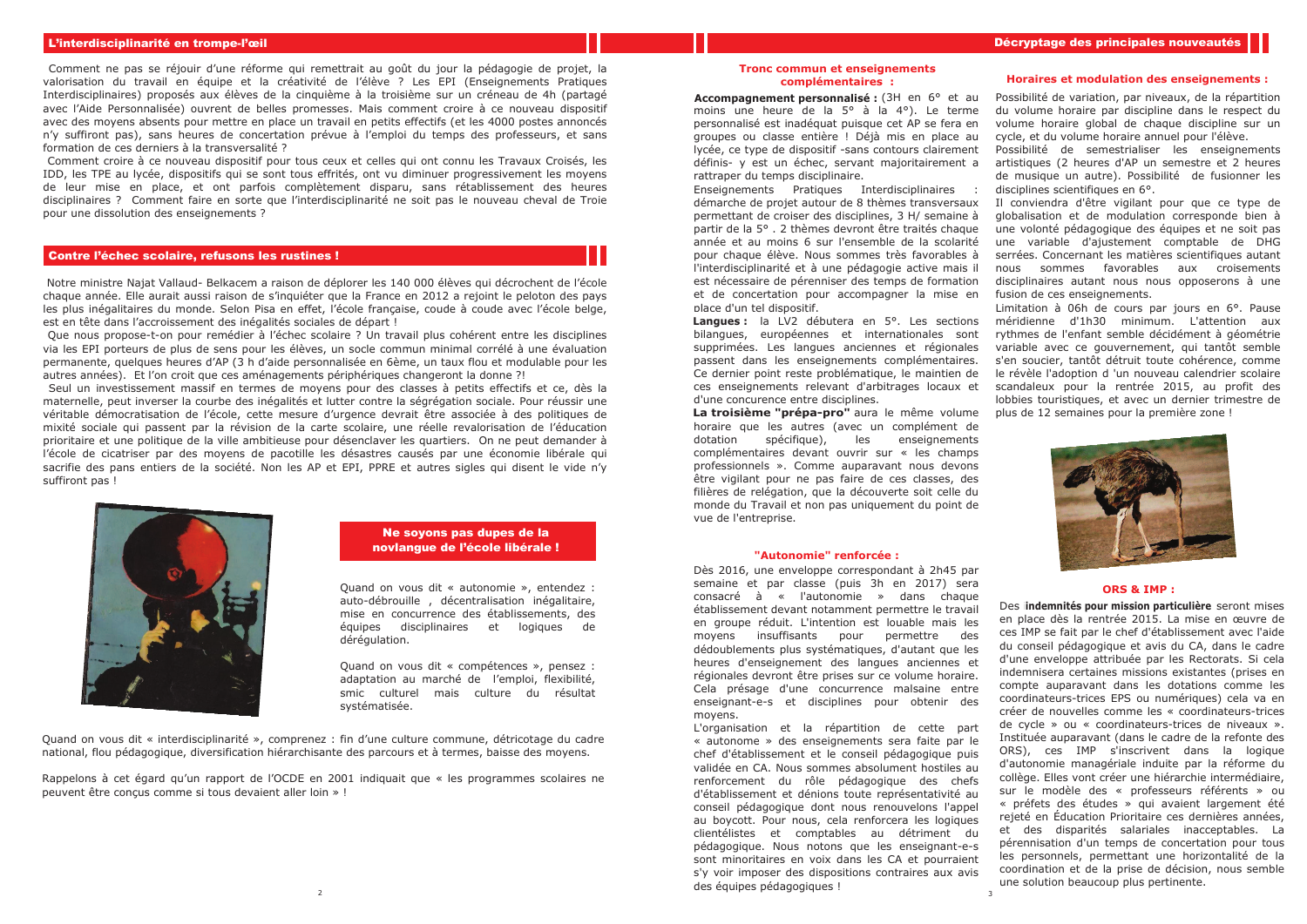## L'interdisciplinarité en trompe-l'œil

Comment ne pas se réjouir d'une réforme qui remettrait au goût du jour la pédagogie de projet, la valorisation du travail en équipe et la créativité de l'élève ? Les EPI (Enseignements Pratiques Interdisciplinaires) proposés aux élèves de la cinquième à la troisième sur un créneau de 4h (partagé avec l'Aide Personnalisée) ouvrent de belles promesses. Mais comment croire à ce nouveau dispositif avec des moyens absents pour mettre en place un travail en petits effectifs (et les 4000 postes annoncés n'y suffiront pas), sans heures de concertation prévue à l'emploi du temps des professeurs, et sans formation de ces derniers à la transversalité ?

Comment croire à ce nouveau dispositif pour tous ceux et celles qui ont connu les Travaux Croisés, les IDD, les TPE au lycée, dispositifs qui se sont tous effrités, ont vu diminuer progressivement les moyens de leur mise en place, et ont parfois complètement disparu, sans rétablissement des heures disciplinaires ? Comment faire en sorte que l'interdisciplinarité ne soit pas le nouveau cheval de Troie pour une dissolution des enseignements ?

## Contre l'échec scolaire, refusons les rustines !

Notre ministre Najat Vallaud- Belkacem a raison de déplorer les 140 000 élèves qui décrochent de l'école chaque année. Elle aurait aussi raison de s'inquiéter que la France en 2012 a rejoint le peloton des pays les plus inégalitaires du monde. Selon Pisa en effet, l'école française, coude à coude avec l'école belge, est en tête dans l'accroissement des inégalités sociales de départ !

Que nous propose-t-on pour remédier à l'échec scolaire ? Un travail plus cohérent entre les disciplines via les EPI porteurs de plus de sens pour les élèves, un socle commun minimal corrélé à une évaluation permanente, quelques heures d'AP (3 h d'aide personnalisée en 6ème, un taux flou et modulable pour les autres années). Et l'on croit que ces aménagements périphériques changeront la donne ?!

Seul un investissement massif en termes de moyens pour des classes à petits effectifs et ce, dès la maternelle, peut inverser la courbe des inégalités et lutter contre la ségrégation sociale. Pour réussir une véritable démocratisation de l'école, cette mesure d'urgence devrait être associée à des politiques de mixité sociale qui passent par la révision de la carte scolaire, une réelle revalorisation de l'éducation prioritaire et une politique de la ville ambitieuse pour désenclaver les quartiers. On ne peut demander à l'école de cicatriser par des moyens de pacotille les désastres causés par une économie libérale qui sacrifie des pans entiers de la société. Non les AP et EPI, PPRE et autres sigles qui disent le vide n'y suffiront pas !

## Ne soyons pas dupes de la novlangue de l'école libérale !

Quand on vous dit « autonomie », entendez : auto-débrouille , décentralisation inégalitaire, mise en concurrence des établissements, des équipes disciplinaires et logiques de dérégulation.

Quand on vous dit « compétences », pensez : adaptation au marché de l'emploi, flexibilité, smic culturel mais culture du résultat systématisée.

Quand on vous dit « interdisciplinarité », comprenez : fin d'une culture commune, détricotage du cadre national, flou pédagogique, diversification hiérarchisante des parcours et à termes, baisse des moyens.

Rappelons à cet égard qu'un rapport de l'OCDE en 2001 indiquait que « les programmes scolaires ne peuvent être conçus comme si tous devaient aller loin » !

## Décryptage des principales nouveautés

### Tronc commun et enseignements complémentaires :

**Accompagnement personnalisé :** (3H en 6° et au moins une heure de la 5° à la 4°). Le terme personnalisé est inadéquat puisque cet AP se fera en groupes ou classe entière ! Déjà mis en place au lycée, ce type de dispositif -sans contours clairement définis- y est un échec, servant majoritairement a rattraper du temps disciplinaire.

Enseignements Pratiques Interdisciplinaires : démarche de projet autour de 8 thèmes transversaux permettant de croiser des disciplines, 3 H/ semaine à partir de la 5° . 2 thèmes devront être traités chaque année et au moins 6 sur l'ensemble de la scolarité pour chaque élève. Nous sommes très favorables à l'interdisciplinarité et à une pédagogie active mais il est nécessaire de pérenniser des temps de formation et de concertation pour accompagner la mise en place d'un tel dispositif.

**Langues :** la LV2 débutera en 5°. Les sections bilangues, européennes et internationales sont supprimées. Les langues anciennes et régionales passent dans les enseignements complémentaires. Ce dernier point reste problématique, le maintien de ces enseignements relevant d'arbitrages locaux et d'une concurence entre disciplines.

**La troisième "prépa-pro"** aura le même volume horaire que les autres (avec un complément de dotation spécifique), les enseignements complémentaires devant ouvrir sur « les champs professionnels ». Comme auparavant nous devons être vigilant pour ne pas faire de ces classes, des filières de relégation, que la découverte soit celle du monde du Travail et non pas uniquement du point de vue de l'entreprise.

### "Autonomie" renforcée :

Dès 2016, une enveloppe correspondant à 2h45 par semaine et par classe (puis 3h en 2017) sera consacré à « l'autonomie » dans chaque établissement devant notamment permettre le travail en groupe réduit. L'intention est louable mais les moyens insuffisants pour permettre des dédoublements plus systématiques, d'autant que les heures d'enseignement des langues anciennes et régionales devront être prises sur ce volume horaire. Cela présage d'une concurrence malsaine entre enseignant-e-s et disciplines pour obtenir des moyens.

L'organisation et la répartition de cette part « autonome » des enseignements sera faite par le chef d'établissement et le conseil pédagogique puis validée en CA. Nous sommes absolument hostiles au renforcement du rôle pédagogique des chefs d'établissement et dénions toute représentativité au conseil pédagogique dont nous renouvelons l'appel au boycott. Pour nous, cela renforcera les logiques clientélistes et comptables au détriment du pédagogique. Nous notons que les enseignant-e-s sont minoritaires en voix dans les CA et pourraient s'y voir imposer des dispositions contraires aux avis des équipes pédagogiques !

### Horaires et modulation des enseignements :

Possibilité de variation, par niveaux, de la répartition du volume horaire par discipline dans le respect du volume horaire global de chaque discipline sur un cycle, et du volume horaire annuel pour l'élève.

Possibilité de semestrialiser les enseignements artistiques (2 heures d'AP un semestre et 2 heures de musique un autre). Possibilité de fusionner les disciplines scientifiques en 6°.

Il conviendra d'être vigilant pour que ce type de globalisation et de modulation corresponde bien à une volonté pédagogique des équipes et ne soit pas une variable d'ajustement comptable de DHG serrées. Concernant les matières scientifiques autant nous sommes favorables aux croisements disciplinaires autant nous nous opposerons à une fusion de ces enseignements.

Limitation à 06h de cours par jours en 6°. Pause méridienne d'1h30 minimum. L'attention aux rythmes de l'enfant semble décidément à géométrie variable avec ce gouvernement, qui tantôt semble s'en soucier, tantôt détruit toute cohérence, comme le révèle l'adoption d 'un nouveau calendrier scolaire scandaleux pour la rentrée 2015, au profit des lobbies touristiques, et avec un dernier trimestre de plus de 12 semaines pour la première zone !

### ORS & IMP :

Des **indemnités pour mission particulière** seront mises en place dès la rentrée 2015. La mise en œuvre de ces IMP se fait par le chef d'établissement avec l'aide du conseil pédagogique et avis du CA, dans le cadre d'une enveloppe attribuée par les Rectorats. Si cela indemnisera certaines missions existantes (prises en compte auparavant dans les dotations comme les coordinateurs-trices EPS ou numériques) cela va en créer de nouvelles comme les « coordinateurs-trices de cycle » ou « coordinateurs-trices de niveaux ». Instituée auparavant (dans le cadre de la refonte des ORS), ces IMP s'inscrivent dans la logique d'autonomie managériale induite par la réforme du collège. Elles vont créer une hiérarchie intermédiaire, sur le modèle des « professeurs référents » ou « préfets des études » qui avaient largement été rejeté en Éducation Prioritaire ces dernières années, et des disparités salariales inacceptables. La pérennisation d'un temps de concertation pour tous les personnels, permettant une horizontalité de la coordination et de la prise de décision, nous semble une solution beaucoup plus pertinente.